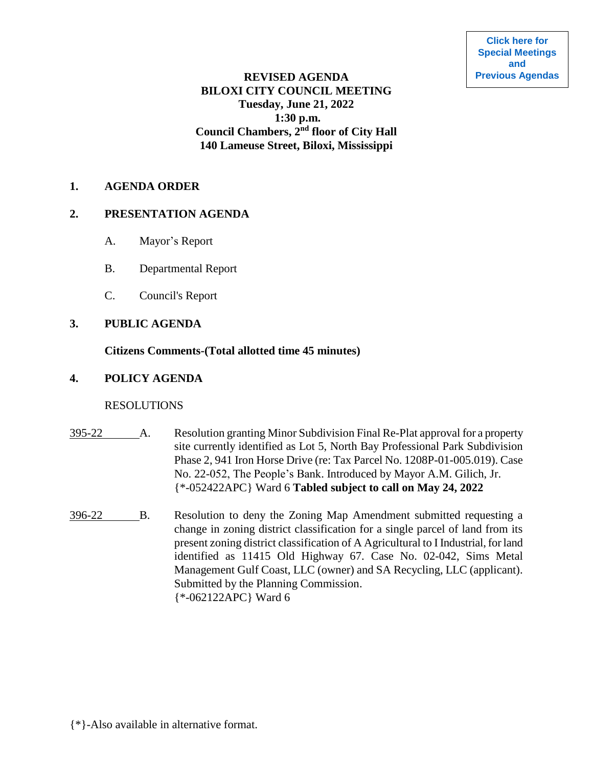Click here for Special Meetings and Previous Agendas

**REVISED AGENDA**
**BILOXI CITY COUNCIL MEETING**
**Tuesday, June 21, 2022**
**1:30 p.m.**
**Council Chambers, 2nd floor of City Hall**
**140 Lameuse Street, Biloxi, Mississippi**

## 1. AGENDA ORDER

## 2. PRESENTATION AGENDA

A. Mayor's Report

B. Departmental Report

C. Council's Report

## 3. PUBLIC AGENDA

**Citizens Comments-(Total allotted time 45 minutes)**

## 4. POLICY AGENDA

RESOLUTIONS

395-22 A. Resolution granting Minor Subdivision Final Re-Plat approval for a property site currently identified as Lot 5, North Bay Professional Park Subdivision Phase 2, 941 Iron Horse Drive (re: Tax Parcel No. 1208P-01-005.019). Case No. 22-052, The People's Bank. Introduced by Mayor A.M. Gilich, Jr. {*-052422APC} Ward 6 **Tabled subject to call on May 24, 2022**

396-22 B. Resolution to deny the Zoning Map Amendment submitted requesting a change in zoning district classification for a single parcel of land from its present zoning district classification of A Agricultural to I Industrial, for land identified as 11415 Old Highway 67. Case No. 02-042, Sims Metal Management Gulf Coast, LLC (owner) and SA Recycling, LLC (applicant). Submitted by the Planning Commission. {*-062122APC} Ward 6

{*}-Also available in alternative format.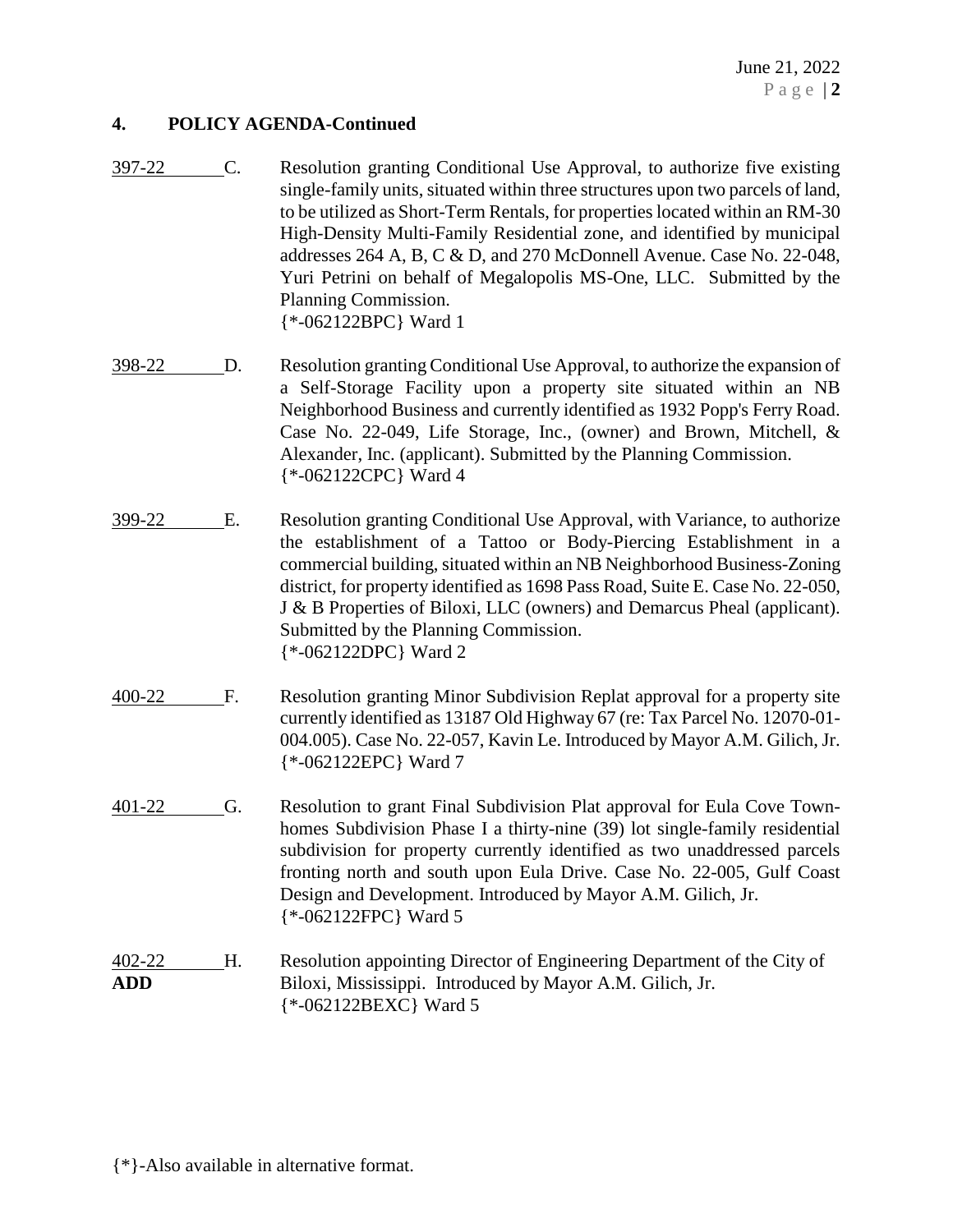## 4. POLICY AGENDA-Continued

397-22 C. Resolution granting Conditional Use Approval, to authorize five existing single-family units, situated within three structures upon two parcels of land, to be utilized as Short-Term Rentals, for properties located within an RM-30 High-Density Multi-Family Residential zone, and identified by municipal addresses 264 A, B, C & D, and 270 McDonnell Avenue. Case No. 22-048, Yuri Petrini on behalf of Megalopolis MS-One, LLC. Submitted by the Planning Commission.
{*-062122BPC} Ward 1

398-22 D. Resolution granting Conditional Use Approval, to authorize the expansion of a Self-Storage Facility upon a property site situated within an NB Neighborhood Business and currently identified as 1932 Popp's Ferry Road. Case No. 22-049, Life Storage, Inc., (owner) and Brown, Mitchell, & Alexander, Inc. (applicant). Submitted by the Planning Commission.
{*-062122CPC} Ward 4

399-22 E. Resolution granting Conditional Use Approval, with Variance, to authorize the establishment of a Tattoo or Body-Piercing Establishment in a commercial building, situated within an NB Neighborhood Business-Zoning district, for property identified as 1698 Pass Road, Suite E. Case No. 22-050, J & B Properties of Biloxi, LLC (owners) and Demarcus Pheal (applicant). Submitted by the Planning Commission.
{*-062122DPC} Ward 2

400-22 F. Resolution granting Minor Subdivision Replat approval for a property site currently identified as 13187 Old Highway 67 (re: Tax Parcel No. 12070-01-004.005). Case No. 22-057, Kavin Le. Introduced by Mayor A.M. Gilich, Jr.
{*-062122EPC} Ward 7

401-22 G. Resolution to grant Final Subdivision Plat approval for Eula Cove Town-homes Subdivision Phase I a thirty-nine (39) lot single-family residential subdivision for property currently identified as two unaddressed parcels fronting north and south upon Eula Drive. Case No. 22-005, Gulf Coast Design and Development. Introduced by Mayor A.M. Gilich, Jr.
{*-062122FPC} Ward 5

402-22 **ADD** H. Resolution appointing Director of Engineering Department of the City of Biloxi, Mississippi. Introduced by Mayor A.M. Gilich, Jr.
{*-062122BEXC} Ward 5

{*}-Also available in alternative format.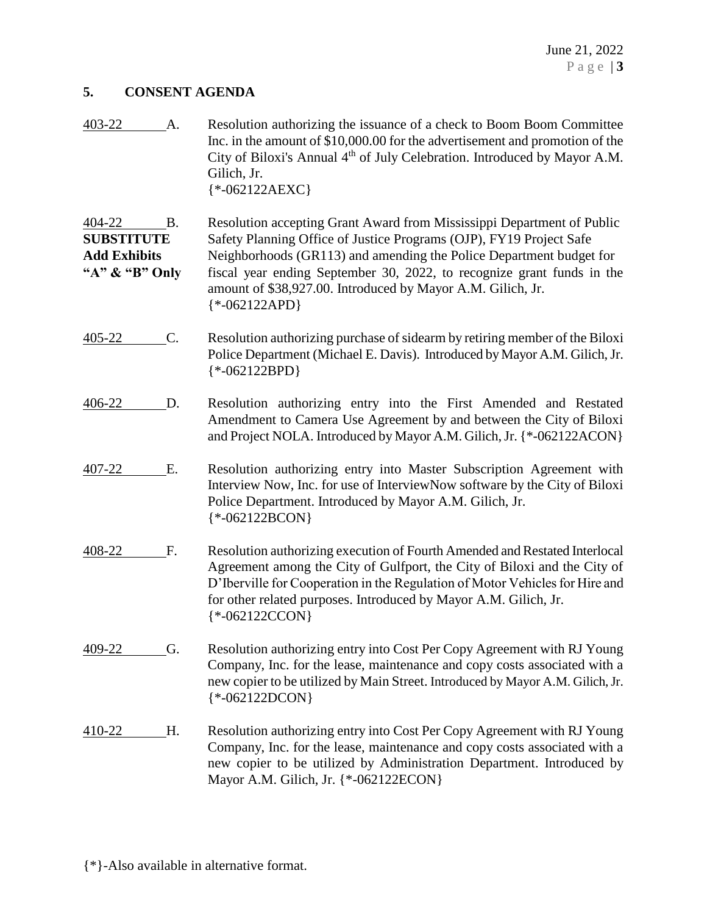## 5. CONSENT AGENDA

403-22 A. Resolution authorizing the issuance of a check to Boom Boom Committee Inc. in the amount of $10,000.00 for the advertisement and promotion of the City of Biloxi's Annual 4th of July Celebration. Introduced by Mayor A.M. Gilich, Jr.
{*-062122AEXC}

404-22 B. **SUBSTITUTE Add Exhibits "A" & "B" Only** Resolution accepting Grant Award from Mississippi Department of Public Safety Planning Office of Justice Programs (OJP), FY19 Project Safe Neighborhoods (GR113) and amending the Police Department budget for fiscal year ending September 30, 2022, to recognize grant funds in the amount of $38,927.00. Introduced by Mayor A.M. Gilich, Jr.
{*-062122APD}

405-22 C. Resolution authorizing purchase of sidearm by retiring member of the Biloxi Police Department (Michael E. Davis). Introduced by Mayor A.M. Gilich, Jr.
{*-062122BPD}

406-22 D. Resolution authorizing entry into the First Amended and Restated Amendment to Camera Use Agreement by and between the City of Biloxi and Project NOLA. Introduced by Mayor A.M. Gilich, Jr. {*-062122ACON}

407-22 E. Resolution authorizing entry into Master Subscription Agreement with Interview Now, Inc. for use of InterviewNow software by the City of Biloxi Police Department. Introduced by Mayor A.M. Gilich, Jr.
{*-062122BCON}

408-22 F. Resolution authorizing execution of Fourth Amended and Restated Interlocal Agreement among the City of Gulfport, the City of Biloxi and the City of D'Iberville for Cooperation in the Regulation of Motor Vehicles for Hire and for other related purposes. Introduced by Mayor A.M. Gilich, Jr.
{*-062122CCON}

409-22 G. Resolution authorizing entry into Cost Per Copy Agreement with RJ Young Company, Inc. for the lease, maintenance and copy costs associated with a new copier to be utilized by Main Street. Introduced by Mayor A.M. Gilich, Jr.
{*-062122DCON}

410-22 H. Resolution authorizing entry into Cost Per Copy Agreement with RJ Young Company, Inc. for the lease, maintenance and copy costs associated with a new copier to be utilized by Administration Department. Introduced by Mayor A.M. Gilich, Jr. {*-062122ECON}

{*}-Also available in alternative format.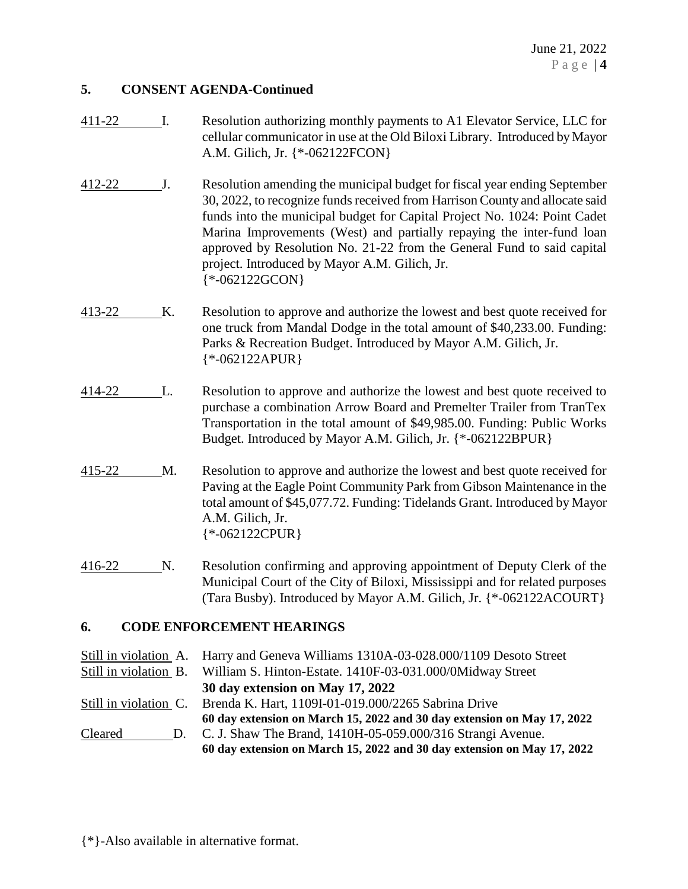## 5. CONSENT AGENDA-Continued

411-22 I. Resolution authorizing monthly payments to A1 Elevator Service, LLC for cellular communicator in use at the Old Biloxi Library. Introduced by Mayor A.M. Gilich, Jr. {*-062122FCON}

412-22 J. Resolution amending the municipal budget for fiscal year ending September 30, 2022, to recognize funds received from Harrison County and allocate said funds into the municipal budget for Capital Project No. 1024: Point Cadet Marina Improvements (West) and partially repaying the inter-fund loan approved by Resolution No. 21-22 from the General Fund to said capital project. Introduced by Mayor A.M. Gilich, Jr. {*-062122GCON}

413-22 K. Resolution to approve and authorize the lowest and best quote received for one truck from Mandal Dodge in the total amount of $40,233.00. Funding: Parks & Recreation Budget. Introduced by Mayor A.M. Gilich, Jr. {*-062122APUR}

414-22 L. Resolution to approve and authorize the lowest and best quote received to purchase a combination Arrow Board and Premelter Trailer from TranTex Transportation in the total amount of $49,985.00. Funding: Public Works Budget. Introduced by Mayor A.M. Gilich, Jr. {*-062122BPUR}

415-22 M. Resolution to approve and authorize the lowest and best quote received for Paving at the Eagle Point Community Park from Gibson Maintenance in the total amount of $45,077.72. Funding: Tidelands Grant. Introduced by Mayor A.M. Gilich, Jr. {*-062122CPUR}

416-22 N. Resolution confirming and approving appointment of Deputy Clerk of the Municipal Court of the City of Biloxi, Mississippi and for related purposes (Tara Busby). Introduced by Mayor A.M. Gilich, Jr. {*-062122ACOURT}

## 6. CODE ENFORCEMENT HEARINGS

Still in violation A. Harry and Geneva Williams 1310A-03-028.000/1109 Desoto Street

Still in violation B. William S. Hinton-Estate. 1410F-03-031.000/0Midway Street
**30 day extension on May 17, 2022**

Still in violation C. Brenda K. Hart, 1109I-01-019.000/2265 Sabrina Drive
**60 day extension on March 15, 2022 and 30 day extension on May 17, 2022**

Cleared D. C. J. Shaw The Brand, 1410H-05-059.000/316 Strangi Avenue.
**60 day extension on March 15, 2022 and 30 day extension on May 17, 2022**

{*}-Also available in alternative format.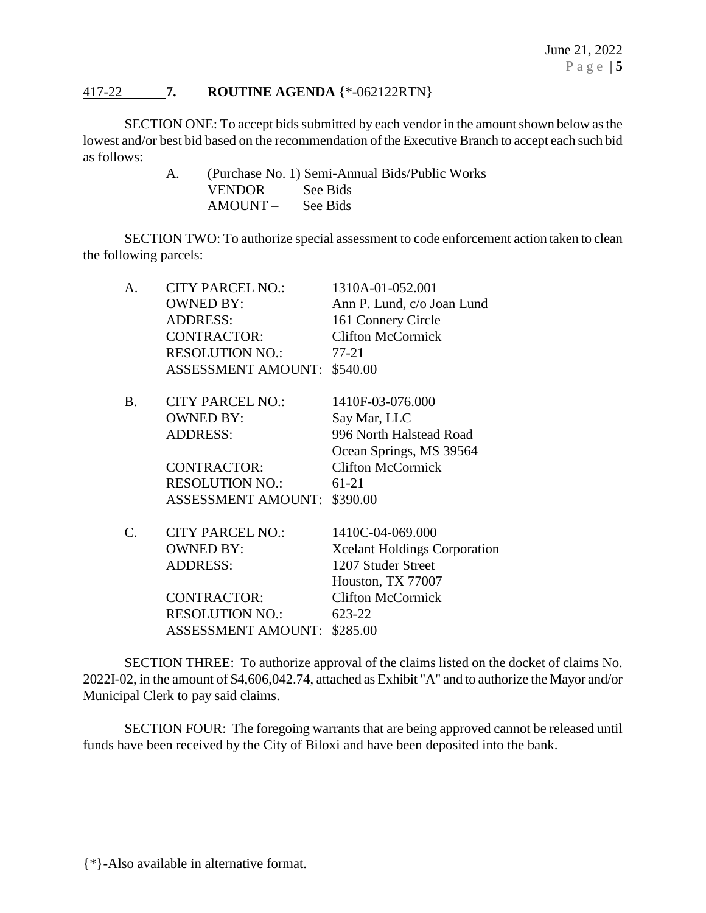417-22 **7. ROUTINE AGENDA** {*-062122RTN}

SECTION ONE: To accept bids submitted by each vendor in the amount shown below as the lowest and/or best bid based on the recommendation of the Executive Branch to accept each such bid as follows:

A. (Purchase No. 1) Semi-Annual Bids/Public Works
VENDOR – See Bids
AMOUNT – See Bids

SECTION TWO: To authorize special assessment to code enforcement action taken to clean the following parcels:

A. CITY PARCEL NO.: 1310A-01-052.001
OWNED BY: Ann P. Lund, c/o Joan Lund
ADDRESS: 161 Connery Circle
CONTRACTOR: Clifton McCormick
RESOLUTION NO.: 77-21
ASSESSMENT AMOUNT: $540.00

B. CITY PARCEL NO.: 1410F-03-076.000
OWNED BY: Say Mar, LLC
ADDRESS: 996 North Halstead Road
Ocean Springs, MS 39564
CONTRACTOR: Clifton McCormick
RESOLUTION NO.: 61-21
ASSESSMENT AMOUNT: $390.00

C. CITY PARCEL NO.: 1410C-04-069.000
OWNED BY: Xcelant Holdings Corporation
ADDRESS: 1207 Studer Street
Houston, TX 77007
CONTRACTOR: Clifton McCormick
RESOLUTION NO.: 623-22
ASSESSMENT AMOUNT: $285.00

SECTION THREE: To authorize approval of the claims listed on the docket of claims No. 2022I-02, in the amount of $4,606,042.74, attached as Exhibit "A" and to authorize the Mayor and/or Municipal Clerk to pay said claims.

SECTION FOUR: The foregoing warrants that are being approved cannot be released until funds have been received by the City of Biloxi and have been deposited into the bank.

{*}-Also available in alternative format.